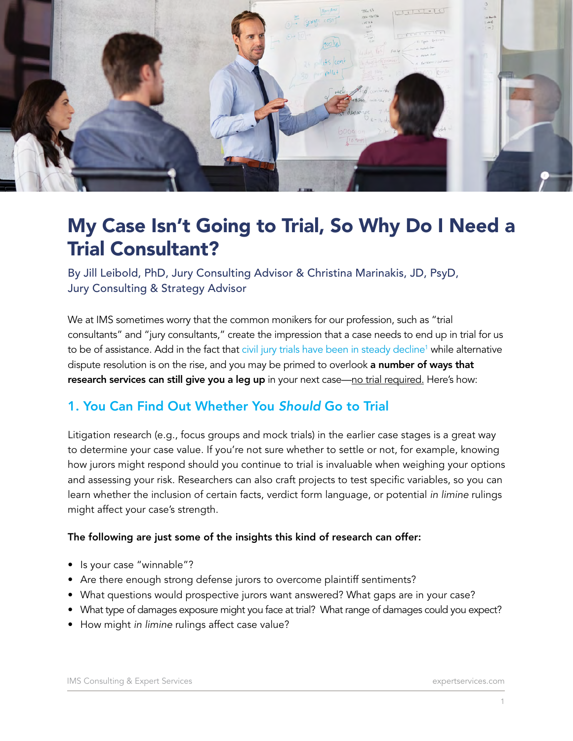# My Case Isn't Going to Trial, So Why Do I Need a Trial Consultant?

By Jill Leibold, PhD, Jury Consulting Advisor & Christina Marinakis, JD, PsyD, Jury Consulting & Strategy Advisor

We at IMS sometimes worry that the common monikers for our profession, such as "trial consultants" and "jury consultants," create the impression that a case needs to end up in trial for us to be of assistance. Add in the fact that civil jury trials have been in steady decline[1] while alternative dispute resolution is on the rise, and you may be primed to overlook **a number of ways that research services can still give you a leg up** in your next case—no trial required. Here's how:

## 1. You Can Find Out Whether You *Should* Go to Trial

Litigation research (e.g., focus groups and mock trials) in the earlier case stages is a great way to determine your case value. If you're not sure whether to settle or not, for example, knowing how jurors might respond should you continue to trial is invaluable when weighing your options and assessing your risk. Researchers can also craft projects to test specific variables, so you can learn whether the inclusion of certain facts, verdict form language, or potential *in limine* rulings might affect your case's strength.

**The following are just some of the insights this kind of research can offer:**

- Is your case "winnable"?
- Are there enough strong defense jurors to overcome plaintiff sentiments?
- What questions would prospective jurors want answered? What gaps are in your case?
- What type of damages exposure might you face at trial? What range of damages could you expect?
- How might *in limine* rulings affect case value?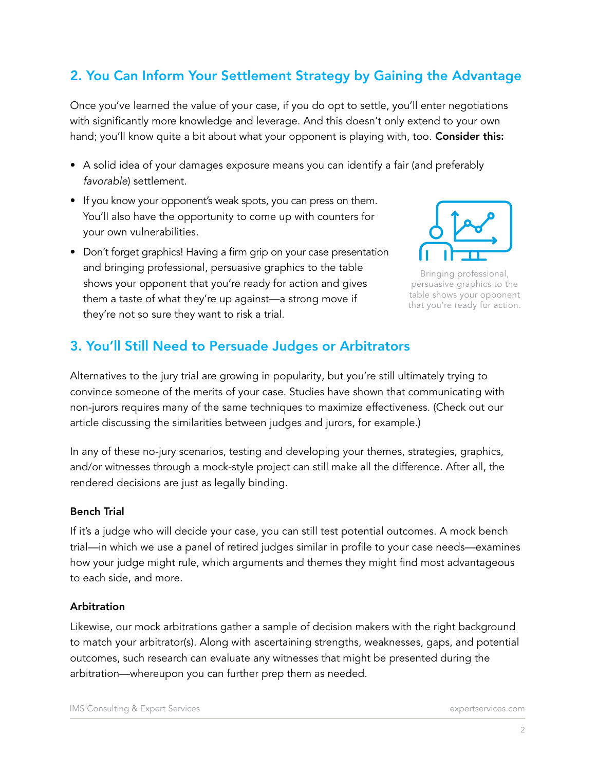## 2. You Can Inform Your Settlement Strategy by Gaining the Advantage

Once you've learned the value of your case, if you do opt to settle, you'll enter negotiations with significantly more knowledge and leverage. And this doesn't only extend to your own hand; you'll know quite a bit about what your opponent is playing with, too. **Consider this:**

- A solid idea of your damages exposure means you can identify a fair (and preferably *favorable*) settlement.
- If you know your opponent's weak spots, you can press on them. You'll also have the opportunity to come up with counters for your own vulnerabilities.
- Don't forget graphics! Having a firm grip on your case presentation and bringing professional, persuasive graphics to the table shows your opponent that you're ready for action and gives them a taste of what they're up against—a strong move if they're not so sure they want to risk a trial.

Bringing professional, persuasive graphics to the table shows your opponent that you're ready for action.

## 3. You'll Still Need to Persuade Judges or Arbitrators

Alternatives to the jury trial are growing in popularity, but you're still ultimately trying to convince someone of the merits of your case. Studies have shown that communicating with non-jurors requires many of the same techniques to maximize effectiveness. (Check out our article discussing the similarities between judges and jurors, for example.)

In any of these no-jury scenarios, testing and developing your themes, strategies, graphics, and/or witnesses through a mock-style project can still make all the difference. After all, the rendered decisions are just as legally binding.

### Bench Trial

If it's a judge who will decide your case, you can still test potential outcomes. A mock bench trial—in which we use a panel of retired judges similar in profile to your case needs—examines how your judge might rule, which arguments and themes they might find most advantageous to each side, and more.

### Arbitration

Likewise, our mock arbitrations gather a sample of decision makers with the right background to match your arbitrator(s). Along with ascertaining strengths, weaknesses, gaps, and potential outcomes, such research can evaluate any witnesses that might be presented during the arbitration—whereupon you can further prep them as needed.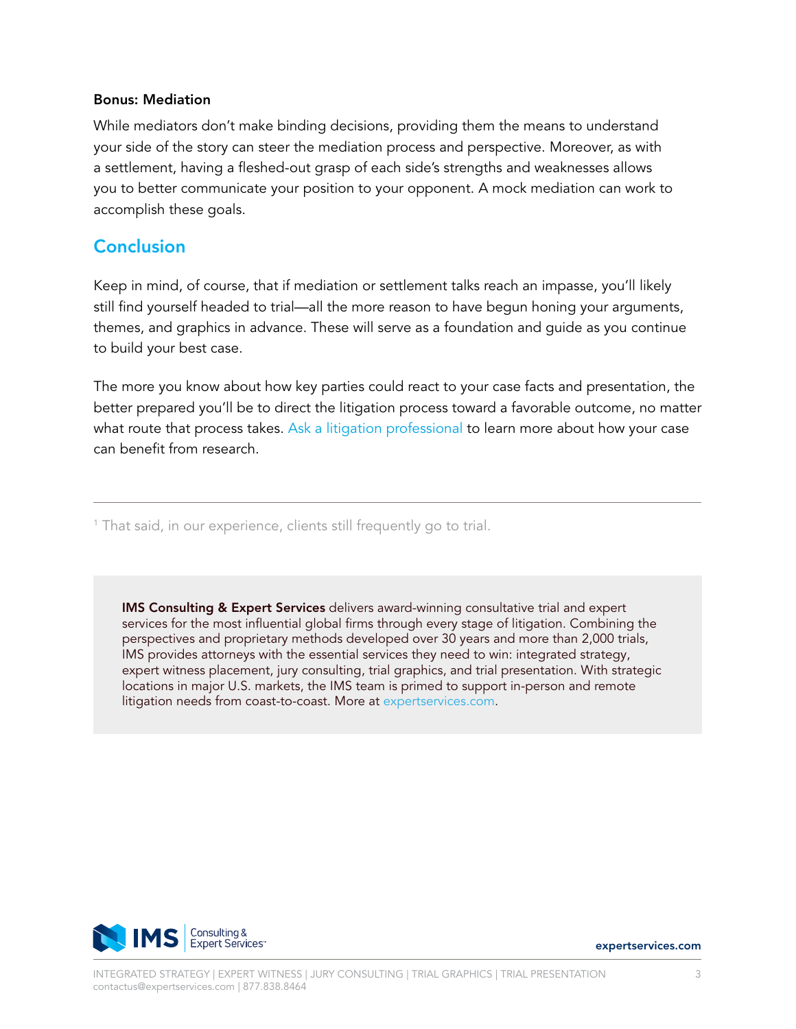**Bonus: Mediation**

While mediators don't make binding decisions, providing them the means to understand your side of the story can steer the mediation process and perspective. Moreover, as with a settlement, having a fleshed-out grasp of each side's strengths and weaknesses allows you to better communicate your position to your opponent. A mock mediation can work to accomplish these goals.

## Conclusion

Keep in mind, of course, that if mediation or settlement talks reach an impasse, you'll likely still find yourself headed to trial—all the more reason to have begun honing your arguments, themes, and graphics in advance. These will serve as a foundation and guide as you continue to build your best case.

The more you know about how key parties could react to your case facts and presentation, the better prepared you'll be to direct the litigation process toward a favorable outcome, no matter what route that process takes. Ask a litigation professional to learn more about how your case can benefit from research.

---

[1] That said, in our experience, clients still frequently go to trial.

**IMS Consulting & Expert Services** delivers award-winning consultative trial and expert services for the most influential global firms through every stage of litigation. Combining the perspectives and proprietary methods developed over 30 years and more than 2,000 trials, IMS provides attorneys with the essential services they need to win: integrated strategy, expert witness placement, jury consulting, trial graphics, and trial presentation. With strategic locations in major U.S. markets, the IMS team is primed to support in-person and remote litigation needs from coast-to-coast. More at expertservices.com.